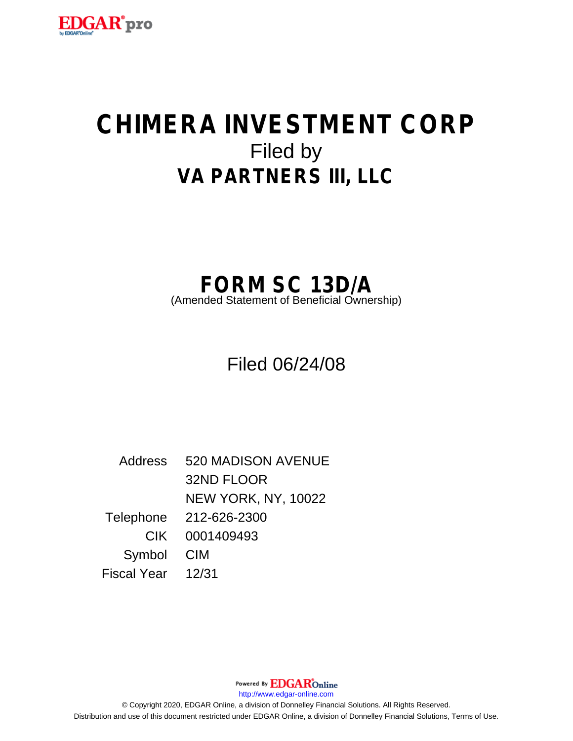# CHIMERA INVESTMENT CORP

Filed by

## VA PARTNERS III, LLC

# FORM SC 13D/A

(Amended Statement of Beneficial Ownership)

Filed 06/24/08

| | |
|---|---|
| Address | 520 MADISON AVENUE<br>32ND FLOOR<br>NEW YORK, NY, 10022 |
| Telephone | 212-626-2300 |
| CIK | 0001409493 |
| Symbol | CIM |
| Fiscal Year | 12/31 |

Powered By EDGAROnline

http://www.edgar-online.com

© Copyright 2020, EDGAR Online, a division of Donnelley Financial Solutions. All Rights Reserved.
Distribution and use of this document restricted under EDGAR Online, a division of Donnelley Financial Solutions, Terms of Use.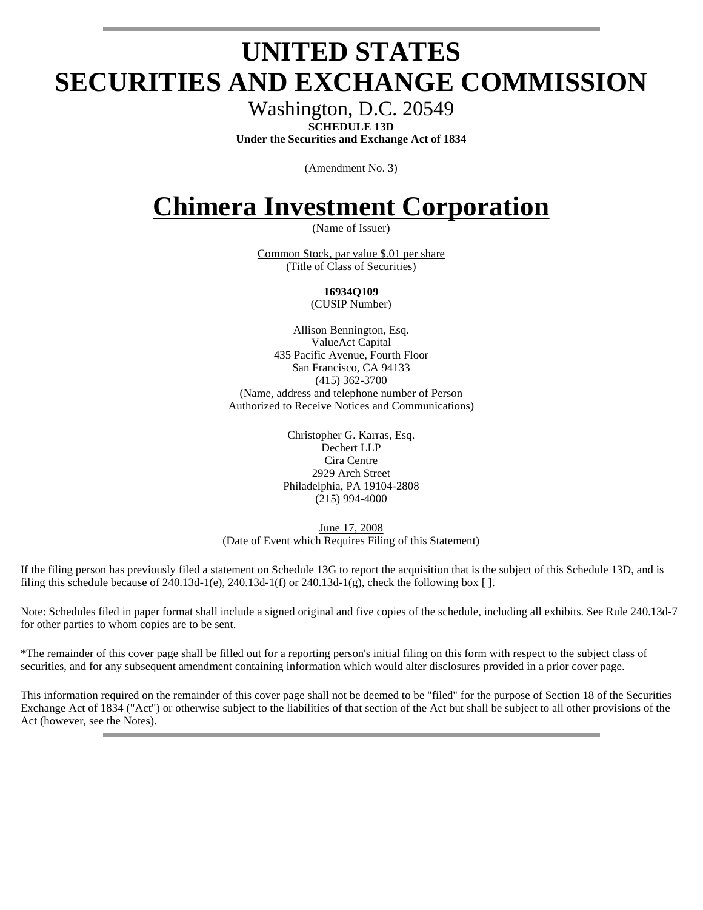# UNITED STATES
# SECURITIES AND EXCHANGE COMMISSION

Washington, D.C. 20549

**SCHEDULE 13D**

**Under the Securities and Exchange Act of 1834**

(Amendment No. 3)

# Chimera Investment Corporation

(Name of Issuer)

Common Stock, par value $.01 per share
(Title of Class of Securities)

**16934Q109**
(CUSIP Number)

Allison Bennington, Esq.
ValueAct Capital
435 Pacific Avenue, Fourth Floor
San Francisco, CA 94133
(415) 362-3700
(Name, address and telephone number of Person
Authorized to Receive Notices and Communications)

Christopher G. Karras, Esq.
Dechert LLP
Cira Centre
2929 Arch Street
Philadelphia, PA 19104-2808
(215) 994-4000

June 17, 2008
(Date of Event which Requires Filing of this Statement)

If the filing person has previously filed a statement on Schedule 13G to report the acquisition that is the subject of this Schedule 13D, and is filing this schedule because of 240.13d-1(e), 240.13d-1(f) or 240.13d-1(g), check the following box [ ].

Note: Schedules filed in paper format shall include a signed original and five copies of the schedule, including all exhibits. See Rule 240.13d-7 for other parties to whom copies are to be sent.

*The remainder of this cover page shall be filled out for a reporting person's initial filing on this form with respect to the subject class of securities, and for any subsequent amendment containing information which would alter disclosures provided in a prior cover page.

This information required on the remainder of this cover page shall not be deemed to be "filed" for the purpose of Section 18 of the Securities Exchange Act of 1834 ("Act") or otherwise subject to the liabilities of that section of the Act but shall be subject to all other provisions of the Act (however, see the Notes).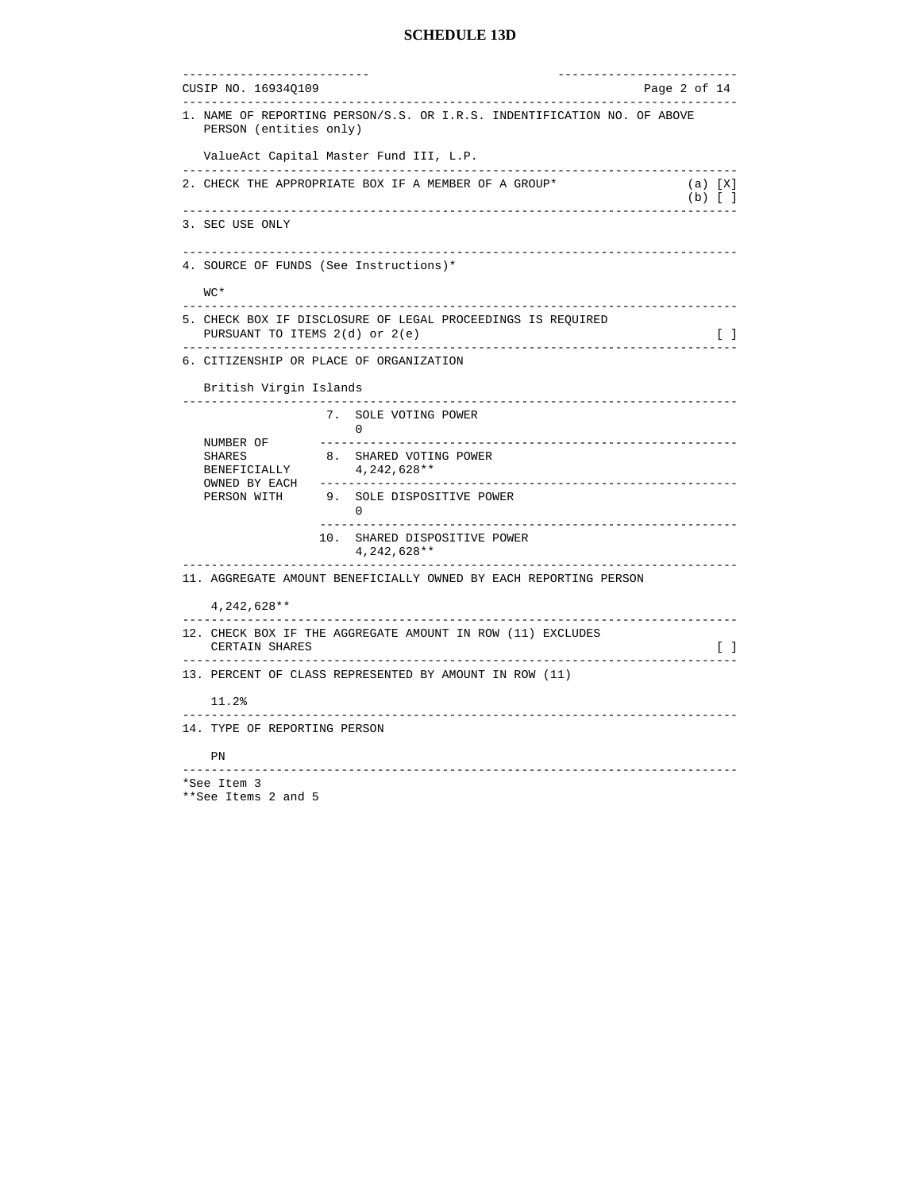# SCHEDULE 13D

| CUSIP NO. 16934Q109 | |
|---|---|
| 1. NAME OF REPORTING PERSON/S.S. OR I.R.S. INDENTIFICATION NO. OF ABOVE PERSON (entities only)<br><br>ValueAct Capital Master Fund III, L.P. | |
| 2. CHECK THE APPROPRIATE BOX IF A MEMBER OF A GROUP* | (a) [X]<br>(b) [ ] |
| 3. SEC USE ONLY | |
| 4. SOURCE OF FUNDS (See Instructions)*<br><br>WC* | |
| 5. CHECK BOX IF DISCLOSURE OF LEGAL PROCEEDINGS IS REQUIRED PURSUANT TO ITEMS 2(d) or 2(e) | [ ] |
| 6. CITIZENSHIP OR PLACE OF ORGANIZATION<br><br>British Virgin Islands | |

| NUMBER OF SHARES BENEFICIALLY OWNED BY EACH PERSON WITH | |
|---|---|
| 7. SOLE VOTING POWER | 0 |
| 8. SHARED VOTING POWER | 4,242,628** |
| 9. SOLE DISPOSITIVE POWER | 0 |
| 10. SHARED DISPOSITIVE POWER | 4,242,628** |

| | |
|---|---|
| 11. AGGREGATE AMOUNT BENEFICIALLY OWNED BY EACH REPORTING PERSON<br><br>4,242,628** | |
| 12. CHECK BOX IF THE AGGREGATE AMOUNT IN ROW (11) EXCLUDES CERTAIN SHARES | [ ] |
| 13. PERCENT OF CLASS REPRESENTED BY AMOUNT IN ROW (11)<br><br>11.2% | |
| 14. TYPE OF REPORTING PERSON<br><br>PN | |

*See Item 3
**See Items 2 and 5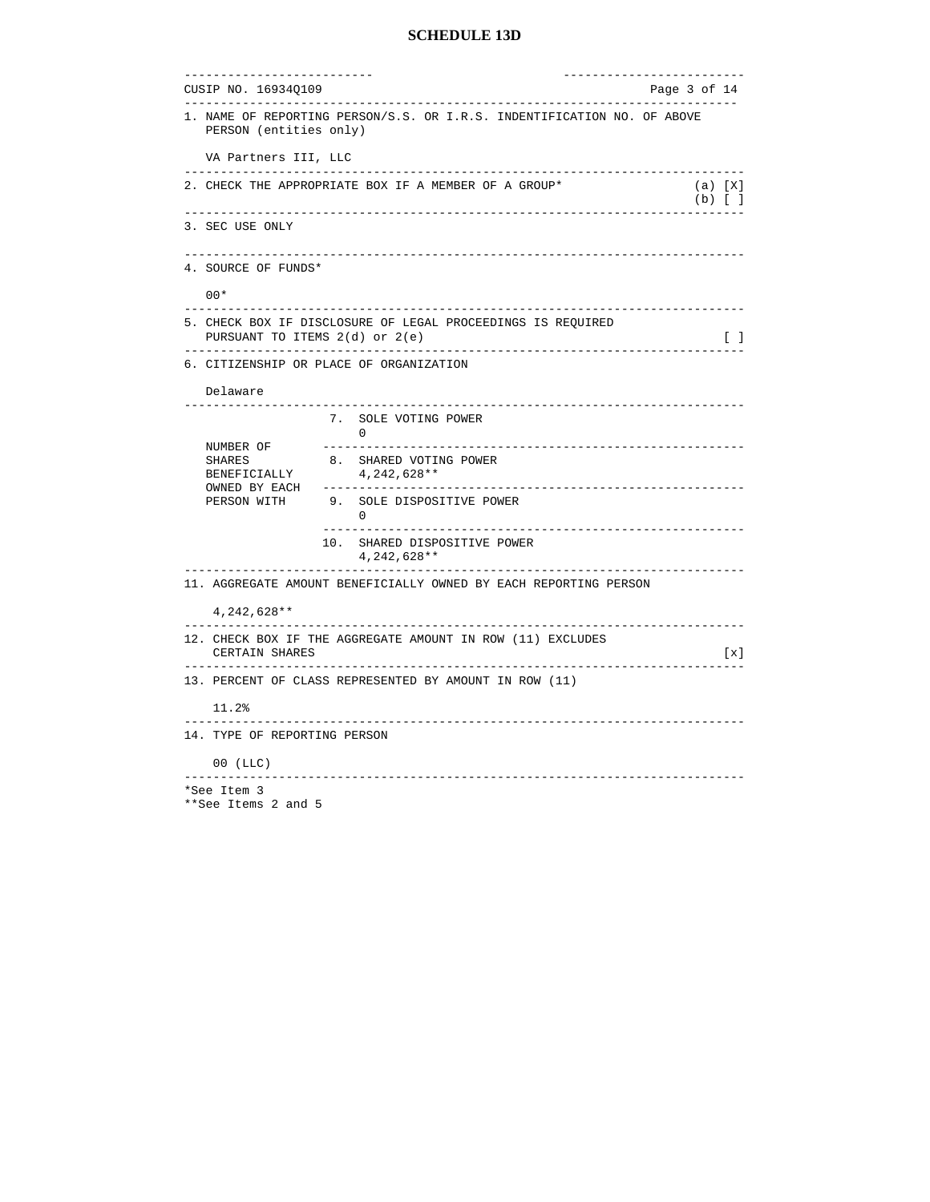# SCHEDULE 13D

| CUSIP NO. 16934Q109 | |
|---|---|
| 1. NAME OF REPORTING PERSON/S.S. OR I.R.S. INDENTIFICATION NO. OF ABOVE PERSON (entities only)<br><br>VA Partners III, LLC | |
| 2. CHECK THE APPROPRIATE BOX IF A MEMBER OF A GROUP* | (a) [X]<br>(b) [ ] |
| 3. SEC USE ONLY | |
| 4. SOURCE OF FUNDS*<br><br>00* | |
| 5. CHECK BOX IF DISCLOSURE OF LEGAL PROCEEDINGS IS REQUIRED PURSUANT TO ITEMS 2(d) or 2(e) | [ ] |
| 6. CITIZENSHIP OR PLACE OF ORGANIZATION<br><br>Delaware | |

| NUMBER OF SHARES BENEFICIALLY OWNED BY EACH PERSON WITH | |
|---|---|
| 7. SOLE VOTING POWER | 0 |
| 8. SHARED VOTING POWER | 4,242,628** |
| 9. SOLE DISPOSITIVE POWER | 0 |
| 10. SHARED DISPOSITIVE POWER | 4,242,628** |

| | |
|---|---|
| 11. AGGREGATE AMOUNT BENEFICIALLY OWNED BY EACH REPORTING PERSON<br><br>4,242,628** | |
| 12. CHECK BOX IF THE AGGREGATE AMOUNT IN ROW (11) EXCLUDES CERTAIN SHARES | [x] |
| 13. PERCENT OF CLASS REPRESENTED BY AMOUNT IN ROW (11)<br><br>11.2% | |
| 14. TYPE OF REPORTING PERSON<br><br>00 (LLC) | |

*See Item 3
**See Items 2 and 5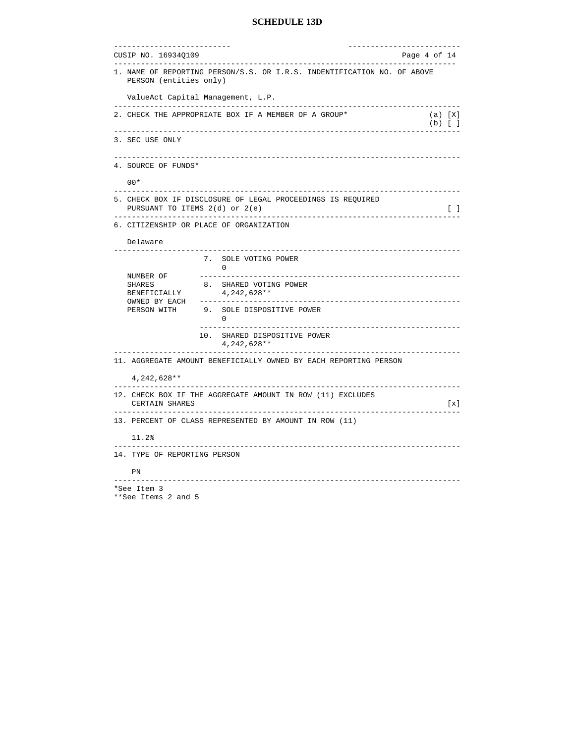# SCHEDULE 13D

CUSIP NO. 16934Q109

| | |
|---|---|
| 1. NAME OF REPORTING PERSON/S.S. OR I.R.S. INDENTIFICATION NO. OF ABOVE PERSON (entities only)<br><br>ValueAct Capital Management, L.P. | |
| 2. CHECK THE APPROPRIATE BOX IF A MEMBER OF A GROUP* | (a) [X]<br>(b) [ ] |
| 3. SEC USE ONLY | |
| 4. SOURCE OF FUNDS*<br><br>00* | |
| 5. CHECK BOX IF DISCLOSURE OF LEGAL PROCEEDINGS IS REQUIRED PURSUANT TO ITEMS 2(d) or 2(e) | [ ] |
| 6. CITIZENSHIP OR PLACE OF ORGANIZATION<br><br>Delaware | |

| NUMBER OF SHARES BENEFICIALLY OWNED BY EACH PERSON WITH | |
|---|---|
| | 7. SOLE VOTING POWER<br>0 |
| | 8. SHARED VOTING POWER<br>4,242,628** |
| | 9. SOLE DISPOSITIVE POWER<br>0 |
| | 10. SHARED DISPOSITIVE POWER<br>4,242,628** |

| | |
|---|---|
| 11. AGGREGATE AMOUNT BENEFICIALLY OWNED BY EACH REPORTING PERSON<br><br>4,242,628** | |
| 12. CHECK BOX IF THE AGGREGATE AMOUNT IN ROW (11) EXCLUDES CERTAIN SHARES | [x] |
| 13. PERCENT OF CLASS REPRESENTED BY AMOUNT IN ROW (11)<br><br>11.2% | |
| 14. TYPE OF REPORTING PERSON<br><br>PN | |

*See Item 3
**See Items 2 and 5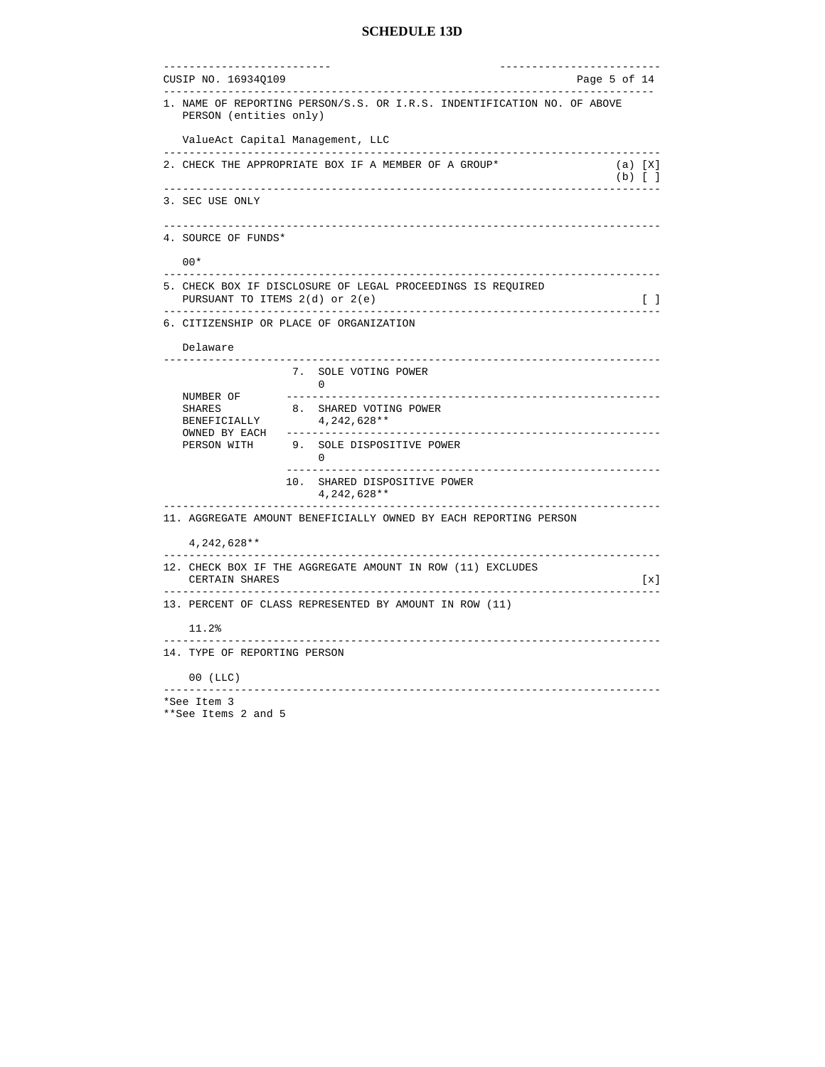# SCHEDULE 13D

CUSIP NO. 16934Q109

| | |
|---|---|
| 1. NAME OF REPORTING PERSON/S.S. OR I.R.S. INDENTIFICATION NO. OF ABOVE PERSON (entities only)<br><br>ValueAct Capital Management, LLC | |
| 2. CHECK THE APPROPRIATE BOX IF A MEMBER OF A GROUP* | (a) [X]<br>(b) [ ] |
| 3. SEC USE ONLY | |
| 4. SOURCE OF FUNDS*<br><br>00* | |
| 5. CHECK BOX IF DISCLOSURE OF LEGAL PROCEEDINGS IS REQUIRED PURSUANT TO ITEMS 2(d) or 2(e) | [ ] |
| 6. CITIZENSHIP OR PLACE OF ORGANIZATION<br><br>Delaware | |

| | |
|---|---|
| NUMBER OF SHARES BENEFICIALLY OWNED BY EACH PERSON WITH | 7. SOLE VOTING POWER<br>0 |
| | 8. SHARED VOTING POWER<br>4,242,628** |
| | 9. SOLE DISPOSITIVE POWER<br>0 |
| | 10. SHARED DISPOSITIVE POWER<br>4,242,628** |

| | |
|---|---|
| 11. AGGREGATE AMOUNT BENEFICIALLY OWNED BY EACH REPORTING PERSON<br><br>4,242,628** | |
| 12. CHECK BOX IF THE AGGREGATE AMOUNT IN ROW (11) EXCLUDES CERTAIN SHARES | [x] |
| 13. PERCENT OF CLASS REPRESENTED BY AMOUNT IN ROW (11)<br><br>11.2% | |
| 14. TYPE OF REPORTING PERSON<br><br>00 (LLC) | |

*See Item 3
**See Items 2 and 5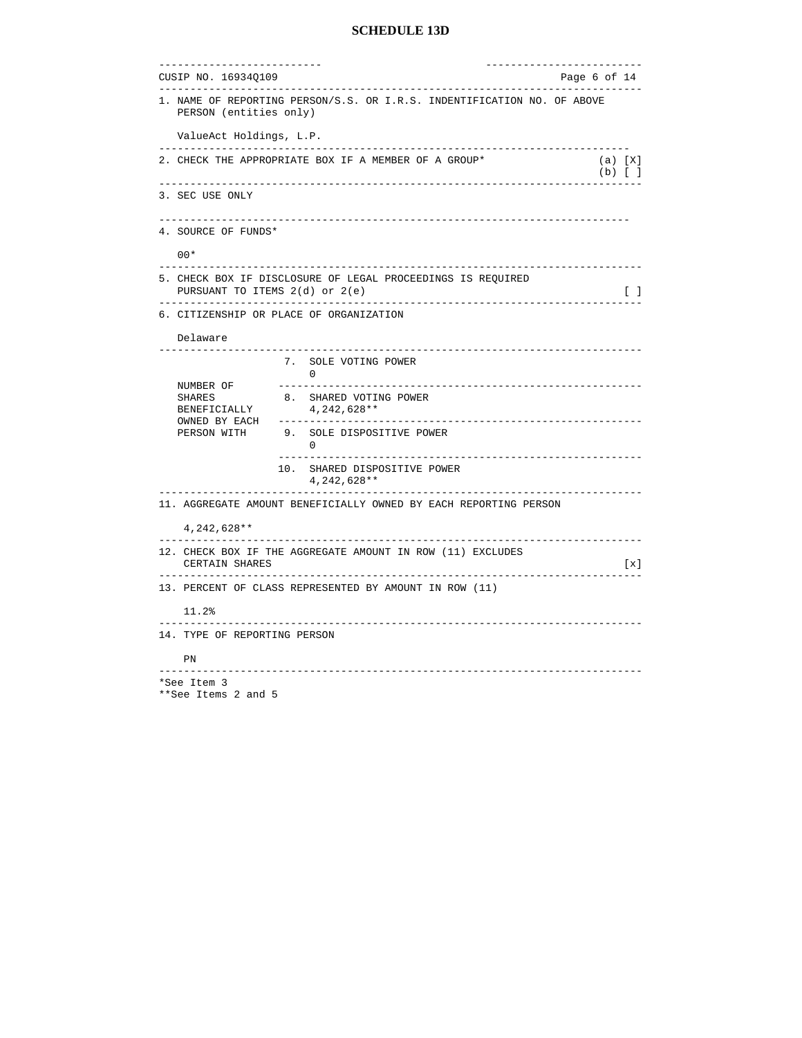# SCHEDULE 13D

| CUSIP NO. 16934Q109 | |
|---|---|

| | |
|---|---|
| 1. NAME OF REPORTING PERSON/S.S. OR I.R.S. INDENTIFICATION NO. OF ABOVE PERSON (entities only)<br><br>ValueAct Holdings, L.P. | |
| 2. CHECK THE APPROPRIATE BOX IF A MEMBER OF A GROUP* | (a) [X]<br>(b) [ ] |
| 3. SEC USE ONLY | |
| 4. SOURCE OF FUNDS*<br><br>00* | |
| 5. CHECK BOX IF DISCLOSURE OF LEGAL PROCEEDINGS IS REQUIRED PURSUANT TO ITEMS 2(d) or 2(e) | [ ] |
| 6. CITIZENSHIP OR PLACE OF ORGANIZATION<br><br>Delaware | |

| | |
|---|---|
| NUMBER OF SHARES BENEFICIALLY OWNED BY EACH PERSON WITH | 7. SOLE VOTING POWER<br>0 |
| | 8. SHARED VOTING POWER<br>4,242,628** |
| | 9. SOLE DISPOSITIVE POWER<br>0 |
| | 10. SHARED DISPOSITIVE POWER<br>4,242,628** |

| | |
|---|---|
| 11. AGGREGATE AMOUNT BENEFICIALLY OWNED BY EACH REPORTING PERSON<br><br>4,242,628** | |
| 12. CHECK BOX IF THE AGGREGATE AMOUNT IN ROW (11) EXCLUDES CERTAIN SHARES | [x] |
| 13. PERCENT OF CLASS REPRESENTED BY AMOUNT IN ROW (11)<br><br>11.2% | |
| 14. TYPE OF REPORTING PERSON<br><br>PN | |

*See Item 3
**See Items 2 and 5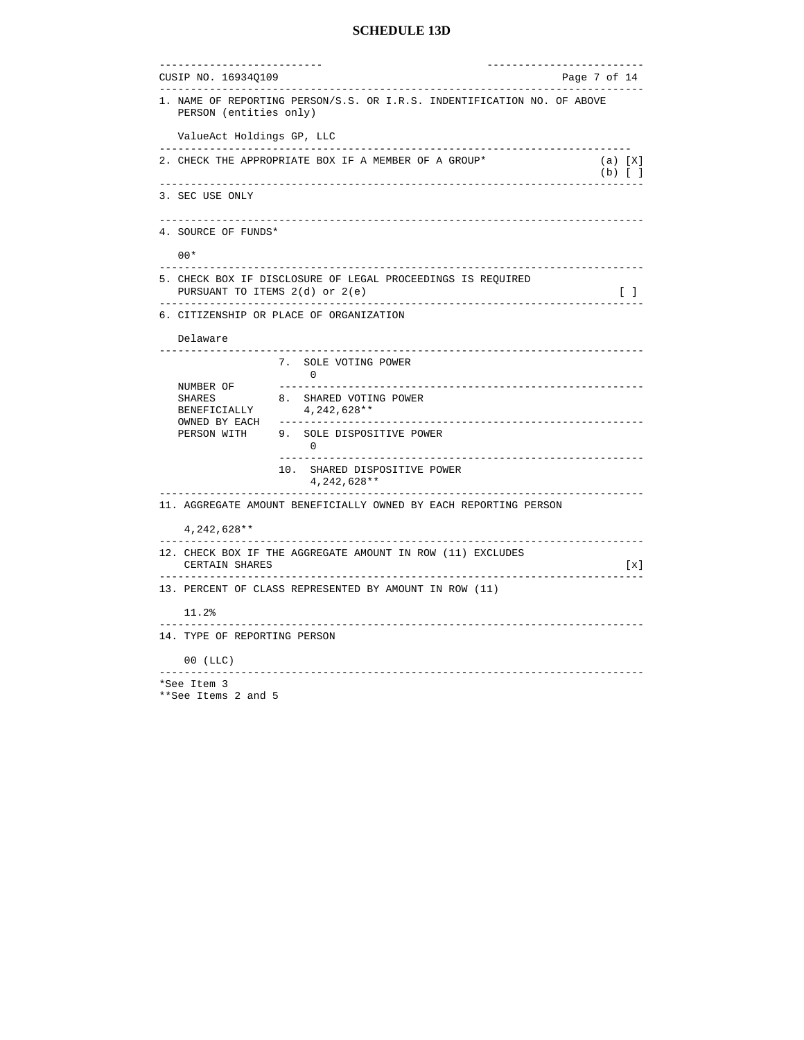# SCHEDULE 13D

CUSIP NO. 16934Q109

| | |
|---|---|
| 1. NAME OF REPORTING PERSON/S.S. OR I.R.S. INDENTIFICATION NO. OF ABOVE PERSON (entities only)<br><br>ValueAct Holdings GP, LLC | |
| 2. CHECK THE APPROPRIATE BOX IF A MEMBER OF A GROUP* | (a) [X]<br>(b) [ ] |
| 3. SEC USE ONLY | |
| 4. SOURCE OF FUNDS*<br><br>00* | |
| 5. CHECK BOX IF DISCLOSURE OF LEGAL PROCEEDINGS IS REQUIRED PURSUANT TO ITEMS 2(d) or 2(e) | [ ] |
| 6. CITIZENSHIP OR PLACE OF ORGANIZATION<br><br>Delaware | |

| NUMBER OF SHARES BENEFICIALLY OWNED BY EACH PERSON WITH | |
|---|---|
| | 7. SOLE VOTING POWER<br>0 |
| | 8. SHARED VOTING POWER<br>4,242,628** |
| | 9. SOLE DISPOSITIVE POWER<br>0 |
| | 10. SHARED DISPOSITIVE POWER<br>4,242,628** |

| | |
|---|---|
| 11. AGGREGATE AMOUNT BENEFICIALLY OWNED BY EACH REPORTING PERSON<br><br>4,242,628** | |
| 12. CHECK BOX IF THE AGGREGATE AMOUNT IN ROW (11) EXCLUDES CERTAIN SHARES | [x] |
| 13. PERCENT OF CLASS REPRESENTED BY AMOUNT IN ROW (11)<br><br>11.2% | |
| 14. TYPE OF REPORTING PERSON<br><br>00 (LLC) | |

*See Item 3
**See Items 2 and 5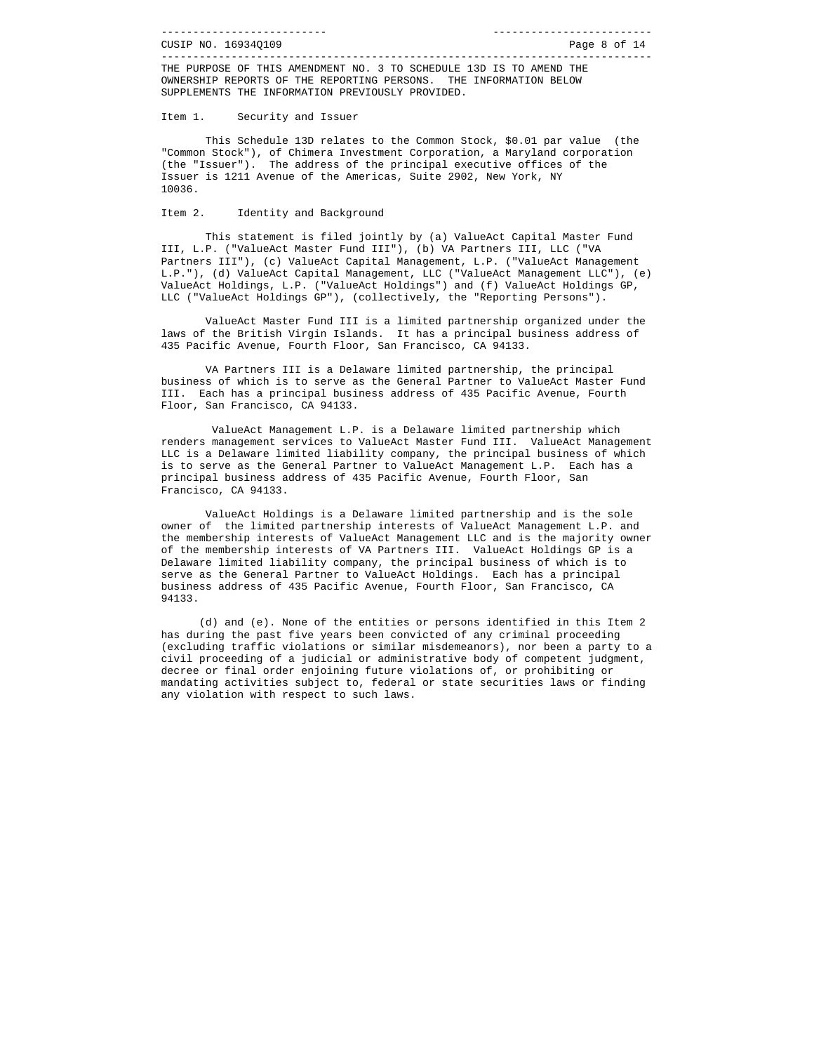THE PURPOSE OF THIS AMENDMENT NO. 3 TO SCHEDULE 13D IS TO AMEND THE OWNERSHIP REPORTS OF THE REPORTING PERSONS. THE INFORMATION BELOW SUPPLEMENTS THE INFORMATION PREVIOUSLY PROVIDED.

Item 1. Security and Issuer

This Schedule 13D relates to the Common Stock, $0.01 par value (the "Common Stock"), of Chimera Investment Corporation, a Maryland corporation (the "Issuer"). The address of the principal executive offices of the Issuer is 1211 Avenue of the Americas, Suite 2902, New York, NY 10036.

Item 2. Identity and Background

This statement is filed jointly by (a) ValueAct Capital Master Fund III, L.P. ("ValueAct Master Fund III"), (b) VA Partners III, LLC ("VA Partners III"), (c) ValueAct Capital Management, L.P. ("ValueAct Management L.P."), (d) ValueAct Capital Management, LLC ("ValueAct Management LLC"), (e) ValueAct Holdings, L.P. ("ValueAct Holdings") and (f) ValueAct Holdings GP, LLC ("ValueAct Holdings GP"), (collectively, the "Reporting Persons").

ValueAct Master Fund III is a limited partnership organized under the laws of the British Virgin Islands. It has a principal business address of 435 Pacific Avenue, Fourth Floor, San Francisco, CA 94133.

VA Partners III is a Delaware limited partnership, the principal business of which is to serve as the General Partner to ValueAct Master Fund III. Each has a principal business address of 435 Pacific Avenue, Fourth Floor, San Francisco, CA 94133.

ValueAct Management L.P. is a Delaware limited partnership which renders management services to ValueAct Master Fund III. ValueAct Management LLC is a Delaware limited liability company, the principal business of which is to serve as the General Partner to ValueAct Management L.P. Each has a principal business address of 435 Pacific Avenue, Fourth Floor, San Francisco, CA 94133.

ValueAct Holdings is a Delaware limited partnership and is the sole owner of the limited partnership interests of ValueAct Management L.P. and the membership interests of ValueAct Management LLC and is the majority owner of the membership interests of VA Partners III. ValueAct Holdings GP is a Delaware limited liability company, the principal business of which is to serve as the General Partner to ValueAct Holdings. Each has a principal business address of 435 Pacific Avenue, Fourth Floor, San Francisco, CA 94133.

(d) and (e). None of the entities or persons identified in this Item 2 has during the past five years been convicted of any criminal proceeding (excluding traffic violations or similar misdemeanors), nor been a party to a civil proceeding of a judicial or administrative body of competent judgment, decree or final order enjoining future violations of, or prohibiting or mandating activities subject to, federal or state securities laws or finding any violation with respect to such laws.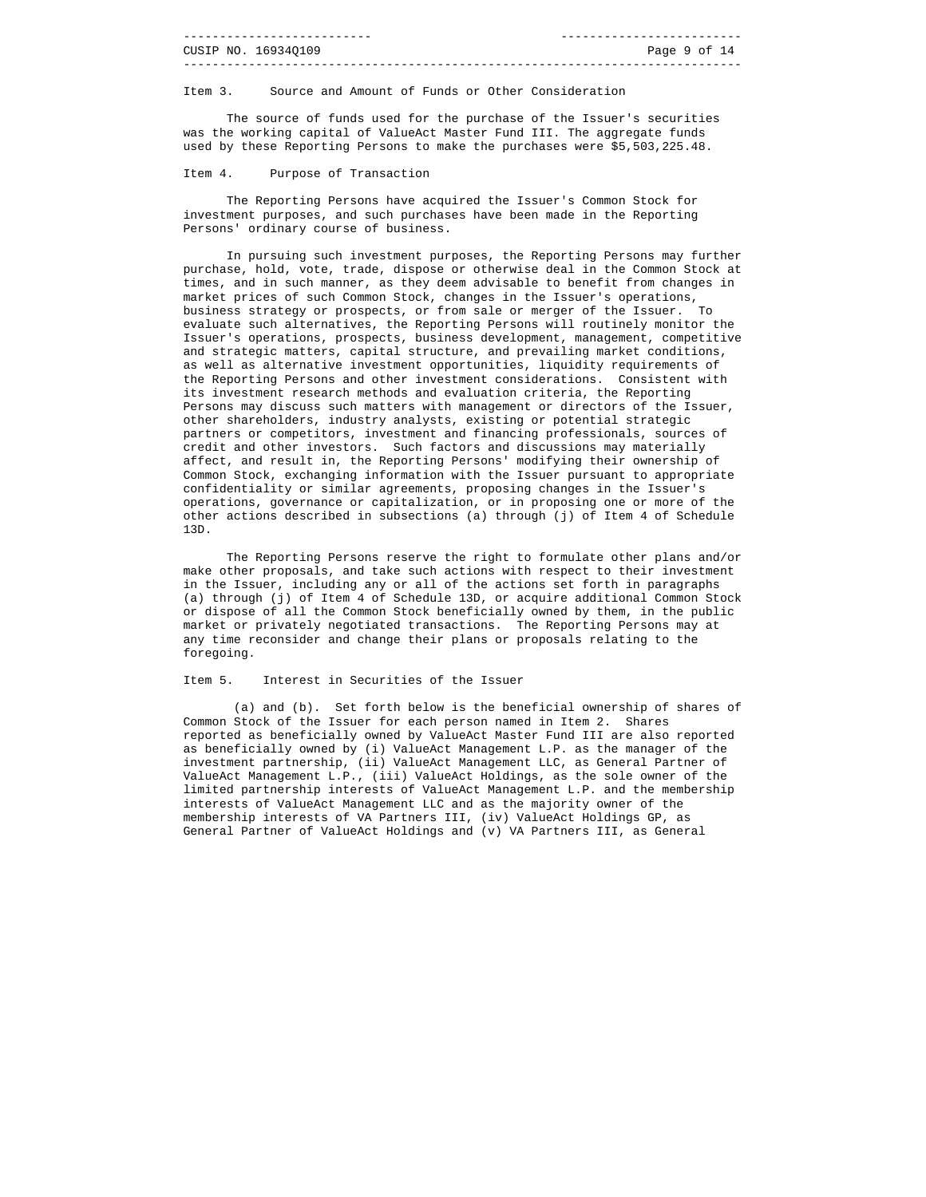Item 3. Source and Amount of Funds or Other Consideration

The source of funds used for the purchase of the Issuer's securities was the working capital of ValueAct Master Fund III. The aggregate funds used by these Reporting Persons to make the purchases were $5,503,225.48.

Item 4. Purpose of Transaction

The Reporting Persons have acquired the Issuer's Common Stock for investment purposes, and such purchases have been made in the Reporting Persons' ordinary course of business.

In pursuing such investment purposes, the Reporting Persons may further purchase, hold, vote, trade, dispose or otherwise deal in the Common Stock at times, and in such manner, as they deem advisable to benefit from changes in market prices of such Common Stock, changes in the Issuer's operations, business strategy or prospects, or from sale or merger of the Issuer. To evaluate such alternatives, the Reporting Persons will routinely monitor the Issuer's operations, prospects, business development, management, competitive and strategic matters, capital structure, and prevailing market conditions, as well as alternative investment opportunities, liquidity requirements of the Reporting Persons and other investment considerations. Consistent with its investment research methods and evaluation criteria, the Reporting Persons may discuss such matters with management or directors of the Issuer, other shareholders, industry analysts, existing or potential strategic partners or competitors, investment and financing professionals, sources of credit and other investors. Such factors and discussions may materially affect, and result in, the Reporting Persons' modifying their ownership of Common Stock, exchanging information with the Issuer pursuant to appropriate confidentiality or similar agreements, proposing changes in the Issuer's operations, governance or capitalization, or in proposing one or more of the other actions described in subsections (a) through (j) of Item 4 of Schedule 13D.

The Reporting Persons reserve the right to formulate other plans and/or make other proposals, and take such actions with respect to their investment in the Issuer, including any or all of the actions set forth in paragraphs (a) through (j) of Item 4 of Schedule 13D, or acquire additional Common Stock or dispose of all the Common Stock beneficially owned by them, in the public market or privately negotiated transactions. The Reporting Persons may at any time reconsider and change their plans or proposals relating to the foregoing.

Item 5. Interest in Securities of the Issuer

(a) and (b). Set forth below is the beneficial ownership of shares of Common Stock of the Issuer for each person named in Item 2. Shares reported as beneficially owned by ValueAct Master Fund III are also reported as beneficially owned by (i) ValueAct Management L.P. as the manager of the investment partnership, (ii) ValueAct Management LLC, as General Partner of ValueAct Management L.P., (iii) ValueAct Holdings, as the sole owner of the limited partnership interests of ValueAct Management L.P. and the membership interests of ValueAct Management LLC and as the majority owner of the membership interests of VA Partners III, (iv) ValueAct Holdings GP, as General Partner of ValueAct Holdings and (v) VA Partners III, as General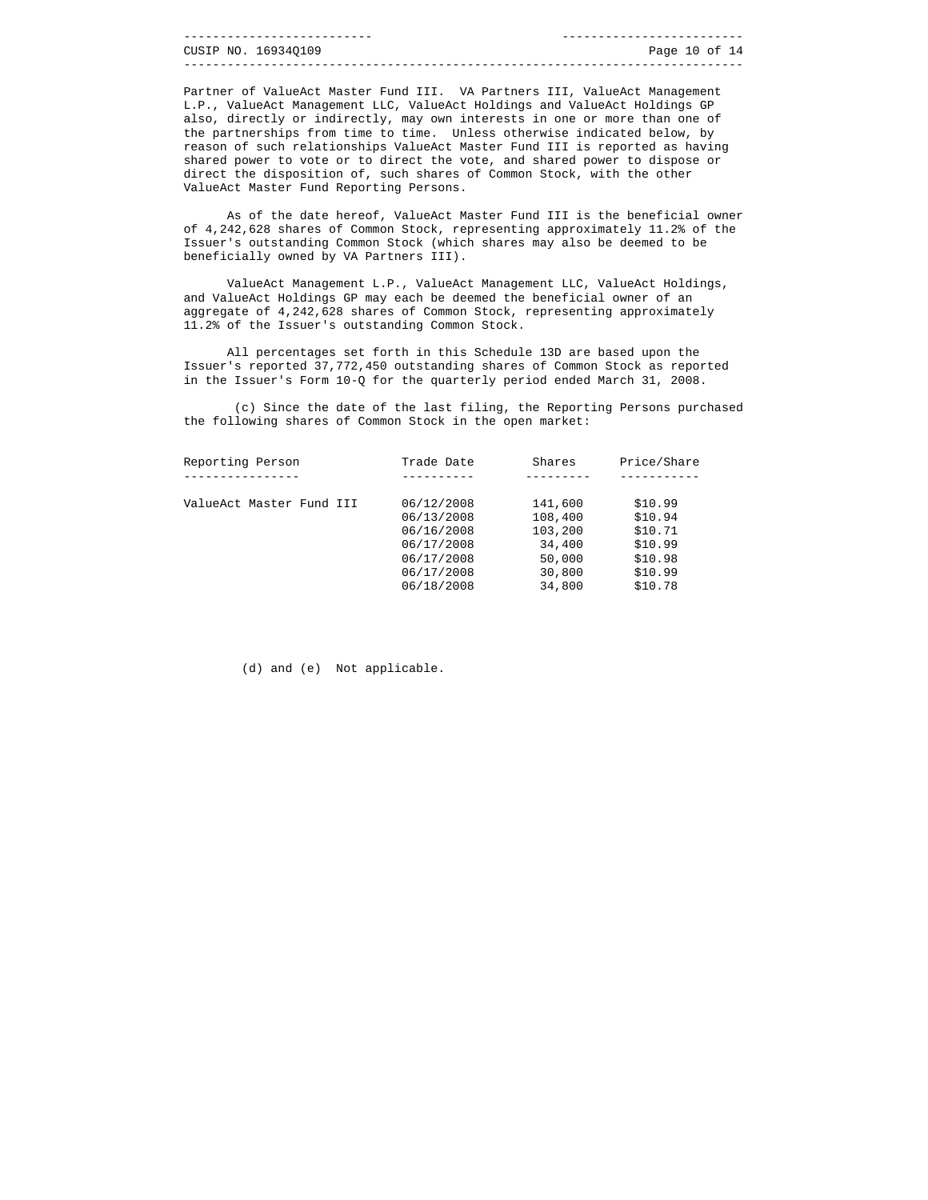Partner of ValueAct Master Fund III. VA Partners III, ValueAct Management L.P., ValueAct Management LLC, ValueAct Holdings and ValueAct Holdings GP also, directly or indirectly, may own interests in one or more than one of the partnerships from time to time. Unless otherwise indicated below, by reason of such relationships ValueAct Master Fund III is reported as having shared power to vote or to direct the vote, and shared power to dispose or direct the disposition of, such shares of Common Stock, with the other ValueAct Master Fund Reporting Persons.

As of the date hereof, ValueAct Master Fund III is the beneficial owner of 4,242,628 shares of Common Stock, representing approximately 11.2% of the Issuer's outstanding Common Stock (which shares may also be deemed to be beneficially owned by VA Partners III).

ValueAct Management L.P., ValueAct Management LLC, ValueAct Holdings, and ValueAct Holdings GP may each be deemed the beneficial owner of an aggregate of 4,242,628 shares of Common Stock, representing approximately 11.2% of the Issuer's outstanding Common Stock.

All percentages set forth in this Schedule 13D are based upon the Issuer's reported 37,772,450 outstanding shares of Common Stock as reported in the Issuer's Form 10-Q for the quarterly period ended March 31, 2008.

(c) Since the date of the last filing, the Reporting Persons purchased the following shares of Common Stock in the open market:

| Reporting Person | Trade Date | Shares | Price/Share |
|---|---|---|---|
| ValueAct Master Fund III | 06/12/2008 | 141,600 | $10.99 |
| | 06/13/2008 | 108,400 | $10.94 |
| | 06/16/2008 | 103,200 | $10.71 |
| | 06/17/2008 | 34,400 | $10.99 |
| | 06/17/2008 | 50,000 | $10.98 |
| | 06/17/2008 | 30,800 | $10.99 |
| | 06/18/2008 | 34,800 | $10.78 |

(d) and (e) Not applicable.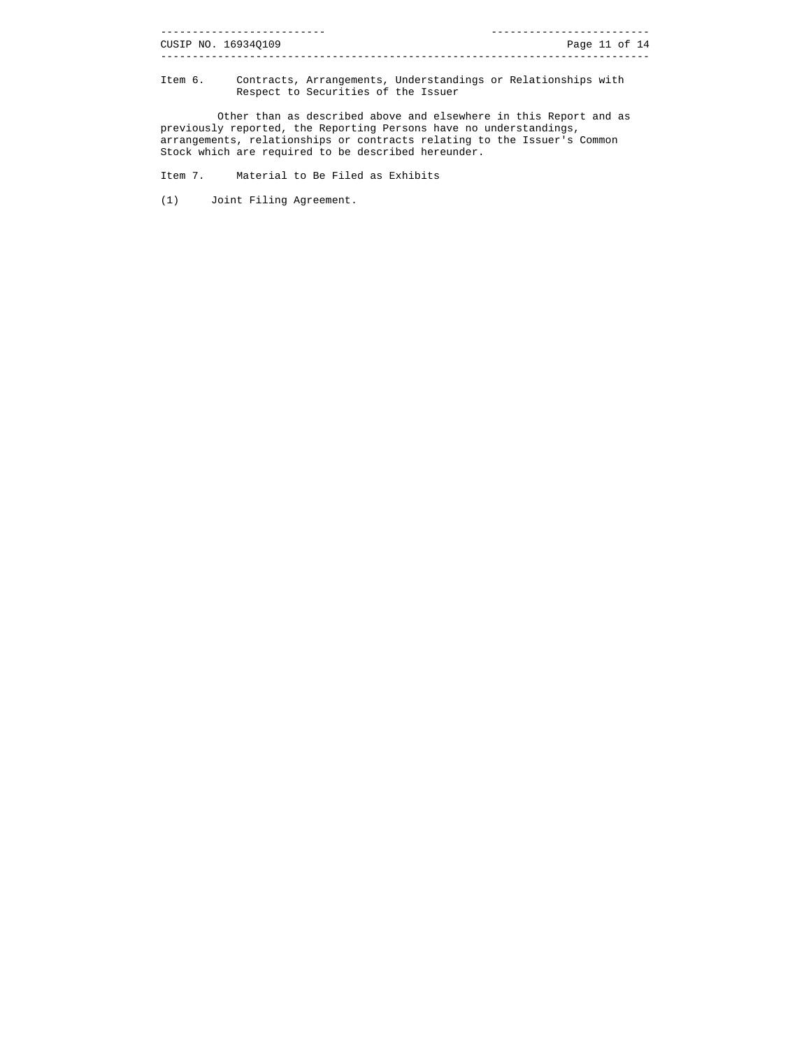Item 6. Contracts, Arrangements, Understandings or Relationships with Respect to Securities of the Issuer

Other than as described above and elsewhere in this Report and as previously reported, the Reporting Persons have no understandings, arrangements, relationships or contracts relating to the Issuer's Common Stock which are required to be described hereunder.

Item 7. Material to Be Filed as Exhibits

(1) Joint Filing Agreement.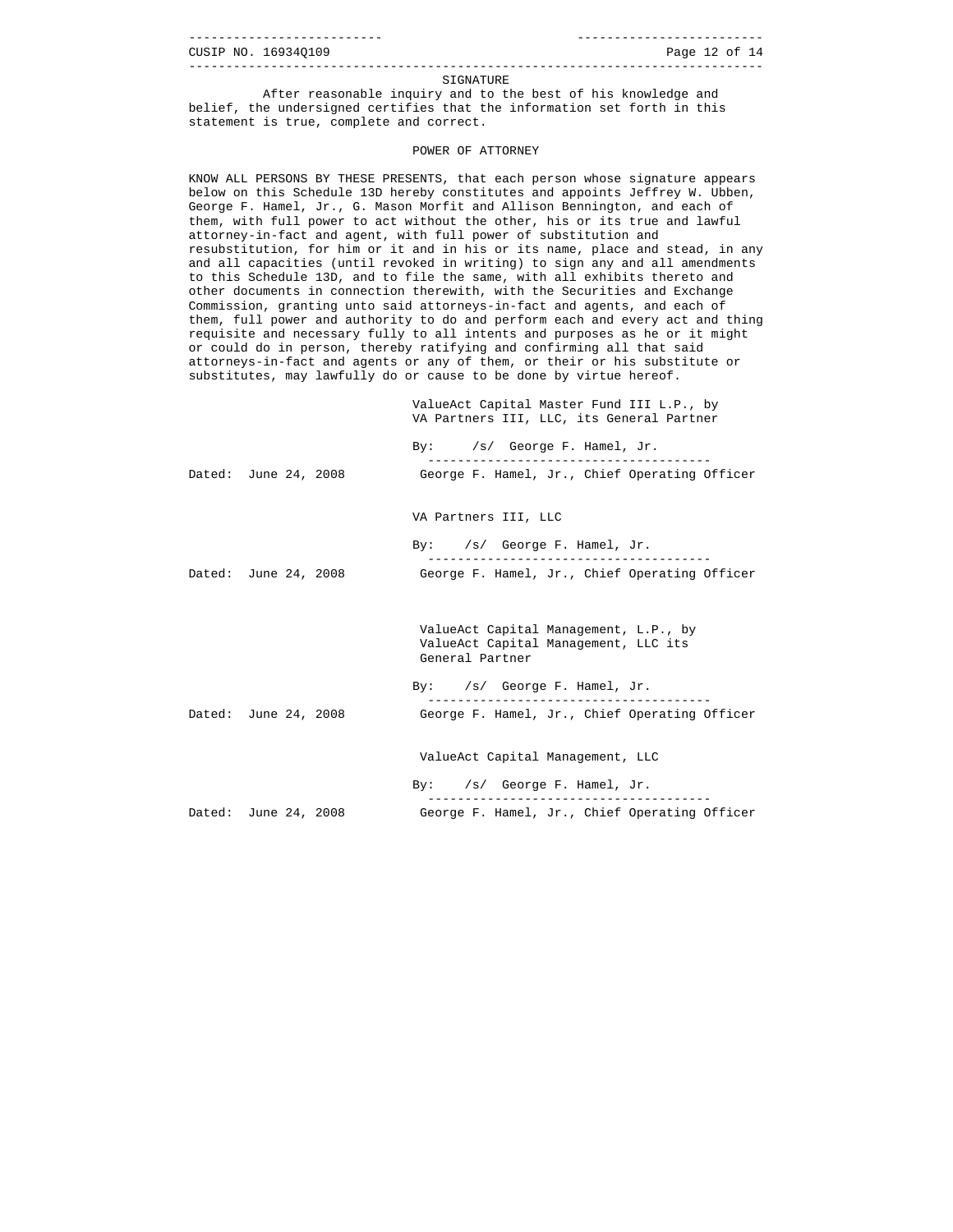## SIGNATURE

After reasonable inquiry and to the best of his knowledge and belief, the undersigned certifies that the information set forth in this statement is true, complete and correct.

## POWER OF ATTORNEY

KNOW ALL PERSONS BY THESE PRESENTS, that each person whose signature appears below on this Schedule 13D hereby constitutes and appoints Jeffrey W. Ubben, George F. Hamel, Jr., G. Mason Morfit and Allison Bennington, and each of them, with full power to act without the other, his or its true and lawful attorney-in-fact and agent, with full power of substitution and resubstitution, for him or it and in his or its name, place and stead, in any and all capacities (until revoked in writing) to sign any and all amendments to this Schedule 13D, and to file the same, with all exhibits thereto and other documents in connection therewith, with the Securities and Exchange Commission, granting unto said attorneys-in-fact and agents, and each of them, full power and authority to do and perform each and every act and thing requisite and necessary fully to all intents and purposes as he or it might or could do in person, thereby ratifying and confirming all that said attorneys-in-fact and agents or any of them, or their or his substitute or substitutes, may lawfully do or cause to be done by virtue hereof.

ValueAct Capital Master Fund III L.P., by VA Partners III, LLC, its General Partner

By: /s/ George F. Hamel, Jr.
George F. Hamel, Jr., Chief Operating Officer

Dated: June 24, 2008

VA Partners III, LLC

By: /s/ George F. Hamel, Jr.
George F. Hamel, Jr., Chief Operating Officer

Dated: June 24, 2008

ValueAct Capital Management, L.P., by ValueAct Capital Management, LLC its General Partner

By: /s/ George F. Hamel, Jr.
George F. Hamel, Jr., Chief Operating Officer

Dated: June 24, 2008

ValueAct Capital Management, LLC

By: /s/ George F. Hamel, Jr.
George F. Hamel, Jr., Chief Operating Officer

Dated: June 24, 2008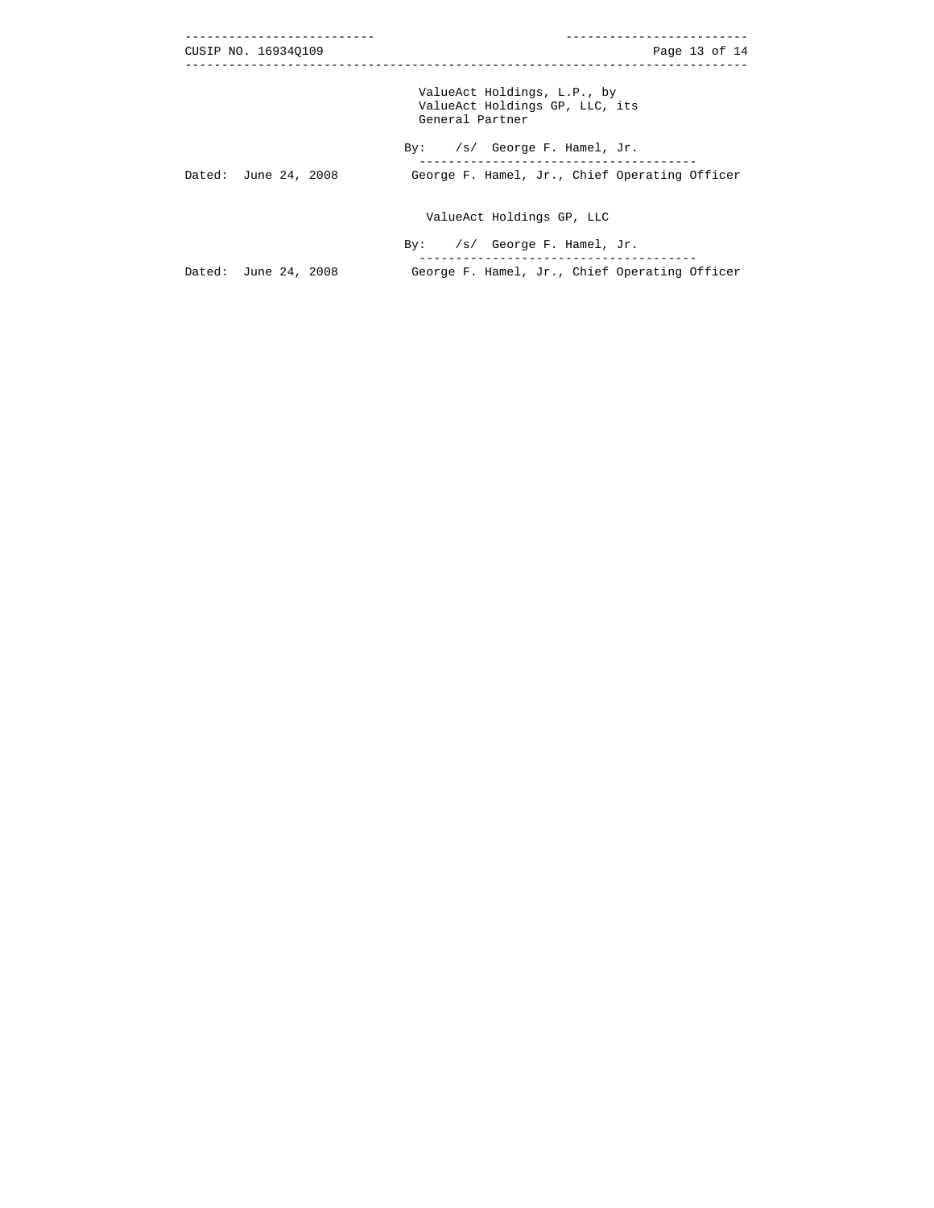ValueAct Holdings, L.P., by
ValueAct Holdings GP, LLC, its
General Partner

By: /s/ George F. Hamel, Jr.

Dated: June 24, 2008 George F. Hamel, Jr., Chief Operating Officer

ValueAct Holdings GP, LLC

By: /s/ George F. Hamel, Jr.

Dated: June 24, 2008 George F. Hamel, Jr., Chief Operating Officer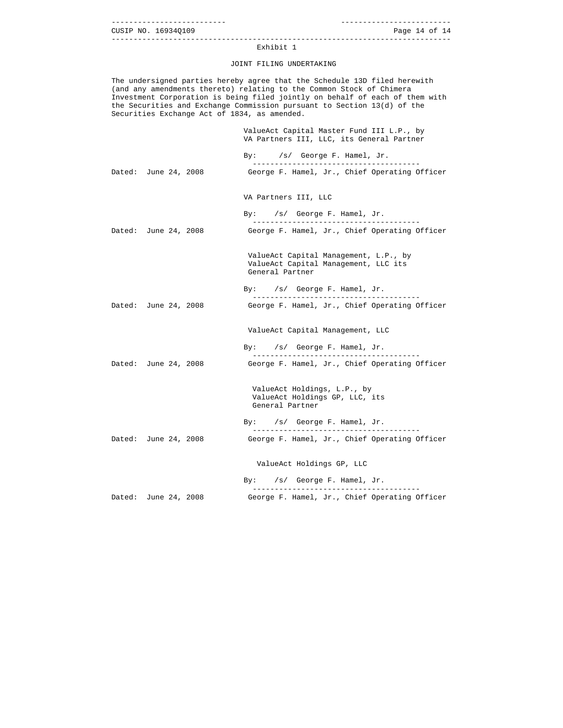Exhibit 1

JOINT FILING UNDERTAKING

The undersigned parties hereby agree that the Schedule 13D filed herewith (and any amendments thereto) relating to the Common Stock of Chimera Investment Corporation is being filed jointly on behalf of each of them with the Securities and Exchange Commission pursuant to Section 13(d) of the Securities Exchange Act of 1834, as amended.

ValueAct Capital Master Fund III L.P., by
VA Partners III, LLC, its General Partner

By: /s/ George F. Hamel, Jr.
Dated: June 24, 2008
George F. Hamel, Jr., Chief Operating Officer

VA Partners III, LLC

By: /s/ George F. Hamel, Jr.
Dated: June 24, 2008
George F. Hamel, Jr., Chief Operating Officer

ValueAct Capital Management, L.P., by
ValueAct Capital Management, LLC its
General Partner

By: /s/ George F. Hamel, Jr.
Dated: June 24, 2008
George F. Hamel, Jr., Chief Operating Officer

ValueAct Capital Management, LLC

By: /s/ George F. Hamel, Jr.
Dated: June 24, 2008
George F. Hamel, Jr., Chief Operating Officer

ValueAct Holdings, L.P., by
ValueAct Holdings GP, LLC, its
General Partner

By: /s/ George F. Hamel, Jr.
Dated: June 24, 2008
George F. Hamel, Jr., Chief Operating Officer

ValueAct Holdings GP, LLC

By: /s/ George F. Hamel, Jr.
Dated: June 24, 2008
George F. Hamel, Jr., Chief Operating Officer